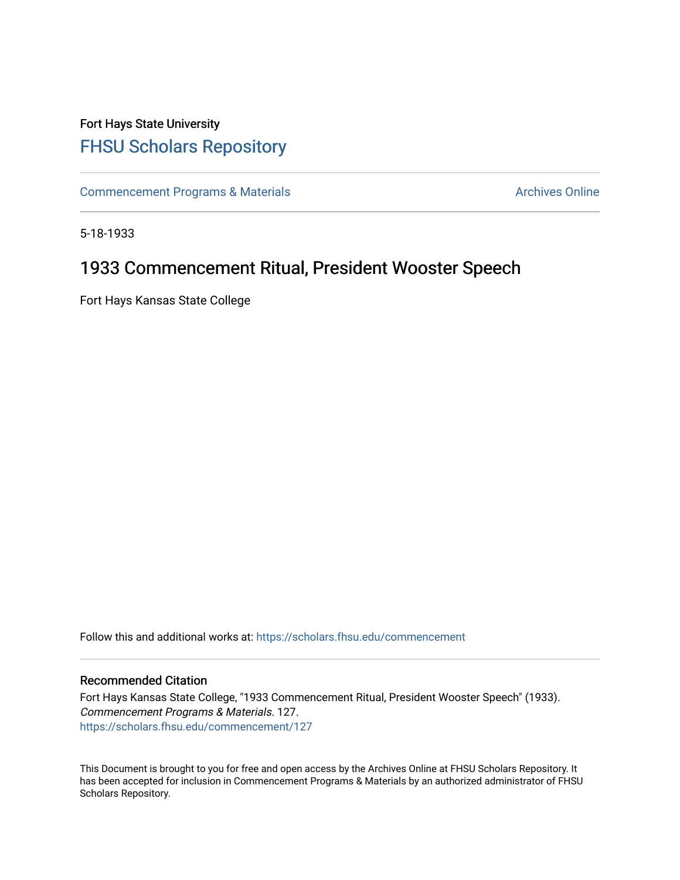Fort Hays State University

# FHSU Scholars Repository

Commencement Programs & Materials | Archives Online

5-18-1933

## 1933 Commencement Ritual, President Wooster Speech

Fort Hays Kansas State College

Follow this and additional works at: https://scholars.fhsu.edu/commencement

### Recommended Citation

Fort Hays Kansas State College, "1933 Commencement Ritual, President Wooster Speech" (1933). *Commencement Programs & Materials*. 127.
https://scholars.fhsu.edu/commencement/127

This Document is brought to you for free and open access by the Archives Online at FHSU Scholars Repository. It has been accepted for inclusion in Commencement Programs & Materials by an authorized administrator of FHSU Scholars Repository.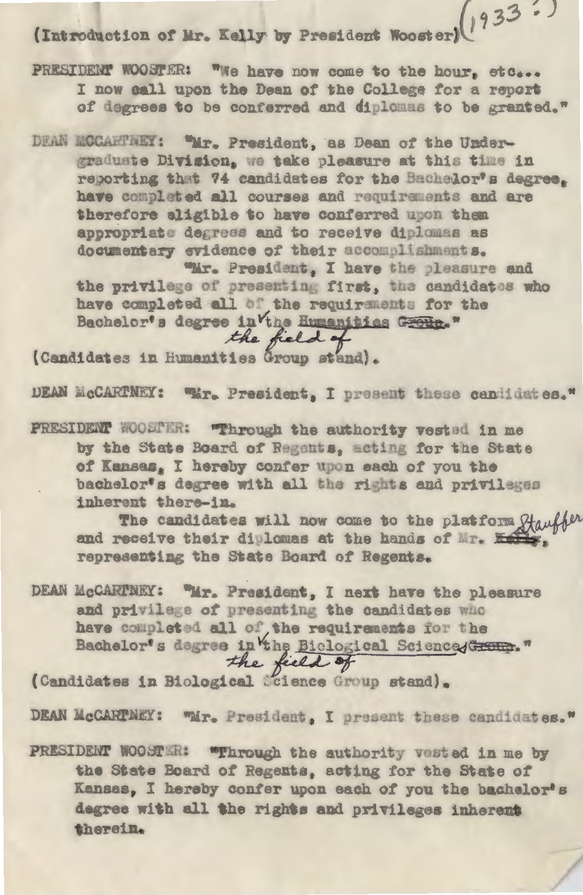(Introduction of Mr. Kelly by President Wooster) (1933?)

PRESIDENT WOOSTER: "We have now come to the hour, etc... I now call upon the Dean of the College for a report of degrees to be conferred and diplomas to be granted."

DEAN MCCARTNEY: "Mr. President, as Dean of the Undergraduate Division, we take pleasure at this time in reporting that 74 candidates for the Bachelor's degree, have completed all courses and requirements and are therefore eligible to have conferred upon them appropriate degrees and to receive diplomas as documentary evidence of their accomplishments.

"Mr. President, I have the pleasure and the privilege of presenting first, the candidates who have completed all of the requirements for the Bachelor's degree in the field of the Humanities ~~Group~~."

(Candidates in Humanities Group stand).

DEAN McCARTNEY: "Mr. President, I present these candidates."

PRESIDENT WOOSTER: "Through the authority vested in me by the State Board of Regents, acting for the State of Kansas, I hereby confer upon each of you the bachelor's degree with all the rights and privileges inherent there-in.

The candidates will now come to the platform and receive their diplomas at the hands of Mr. ~~Kelly~~ Stauffer, representing the State Board of Regents.

DEAN McCARTNEY: "Mr. President, I next have the pleasure and privilege of presenting the candidates who have completed all of the requirements for the Bachelor's degree in the field of the Biological Science ~~Group~~."

(Candidates in Biological Science Group stand).

DEAN McCARTNEY: "Mr. President, I present these candidates."

PRESIDENT WOOSTER: "Through the authority vested in me by the State Board of Regents, acting for the State of Kansas, I hereby confer upon each of you the bachelor's degree with all the rights and privileges inherent therein.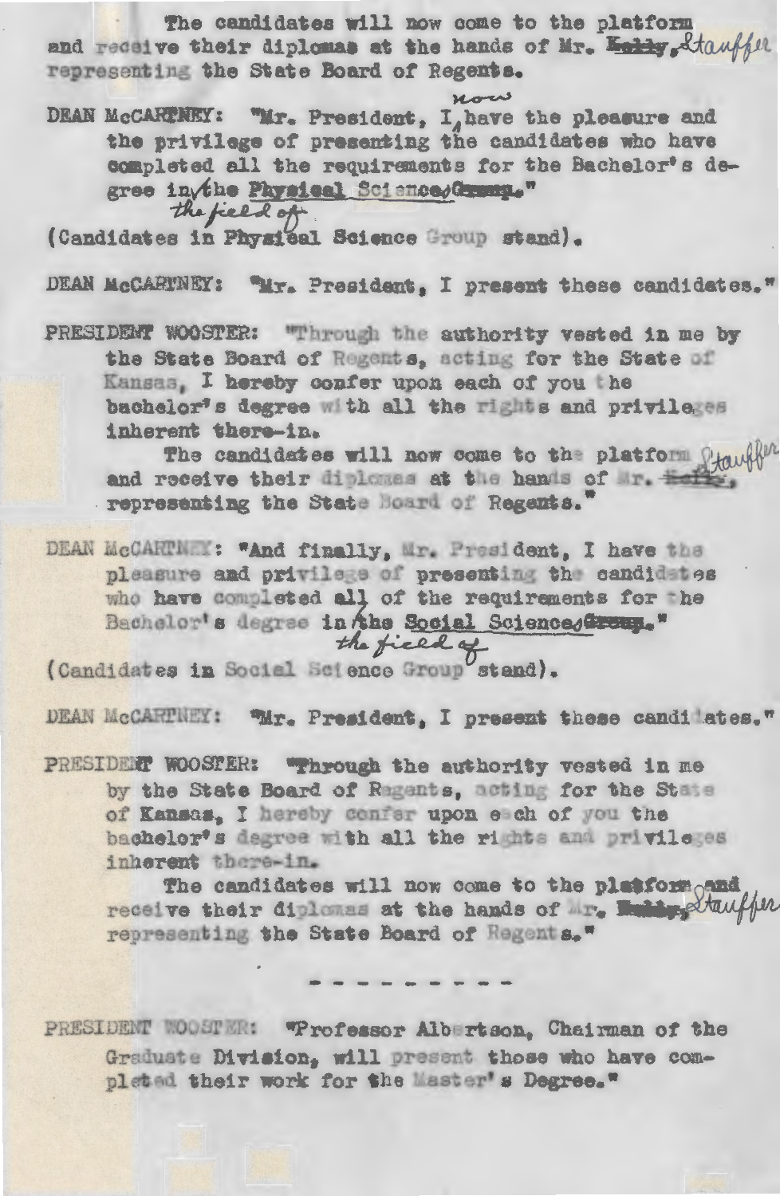The candidates will now come to the platform and receive their diplomas at the hands of Mr. ~~Kelly~~, Stauffer representing the State Board of Regents.

DEAN McCARTNEY: "Mr. President, I now have the pleasure and the privilege of presenting the candidates who have completed all the requirements for the Bachelor's degree in the field of ~~the~~ Physical Science ~~Group~~."

(Candidates in Physical Science Group stand).

DEAN McCARTNEY: "Mr. President, I present these candidates."

PRESIDENT WOOSTER: "Through the authority vested in me by the State Board of Regents, acting for the State of Kansas, I hereby confer upon each of you the bachelor's degree with all the rights and privileges inherent there-in.

The candidates will now come to the platform and receive their diplomas at the hands of Mr. ~~Kelly~~, Stauffer representing the State Board of Regents."

DEAN McCARTNEY: "And finally, Mr. President, I have the pleasure and privilege of presenting the candidates who have completed all of the requirements for the Bachelor's degree in the field of ~~the~~ Social Science ~~Group~~."

(Candidates in Social Science Group stand).

DEAN McCARTNEY: "Mr. President, I present these candidates."

PRESIDENT WOOSTER: "Through the authority vested in me by the State Board of Regents, acting for the State of Kansas, I hereby confer upon each of you the bachelor's degree with all the rights and privileges inherent there-in.

The candidates will now come to the platform and receive their diplomas at the hands of Mr. ~~Kelly~~, Stauffer representing the State Board of Regents."

\- - - - - - - - -

PRESIDENT WOOSTER: "Professor Albertson, Chairman of the Graduate Division, will present those who have completed their work for the Master's Degree."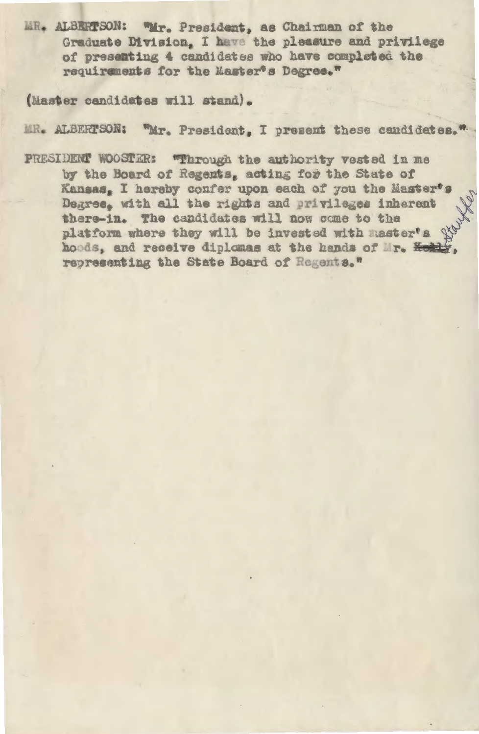MR. ALBERTSON: "Mr. President, as Chairman of the Graduate Division, I have the pleasure and privilege of presenting 4 candidates who have completed the requirements for the Master's Degree."

(Master candidates will stand).

MR. ALBERTSON: "Mr. President, I present these candidates."

PRESIDENT WOOSTER: "Through the authority vested in me by the Board of Regents, acting for the State of Kansas, I hereby confer upon each of you the Master's Degree, with all the rights and privileges inherent there-in. The candidates will now come to the platform where they will be invested with master's hoods, and receive diplomas at the hands of Mr. ~~Kelly~~ Stauffer, representing the State Board of Regents."